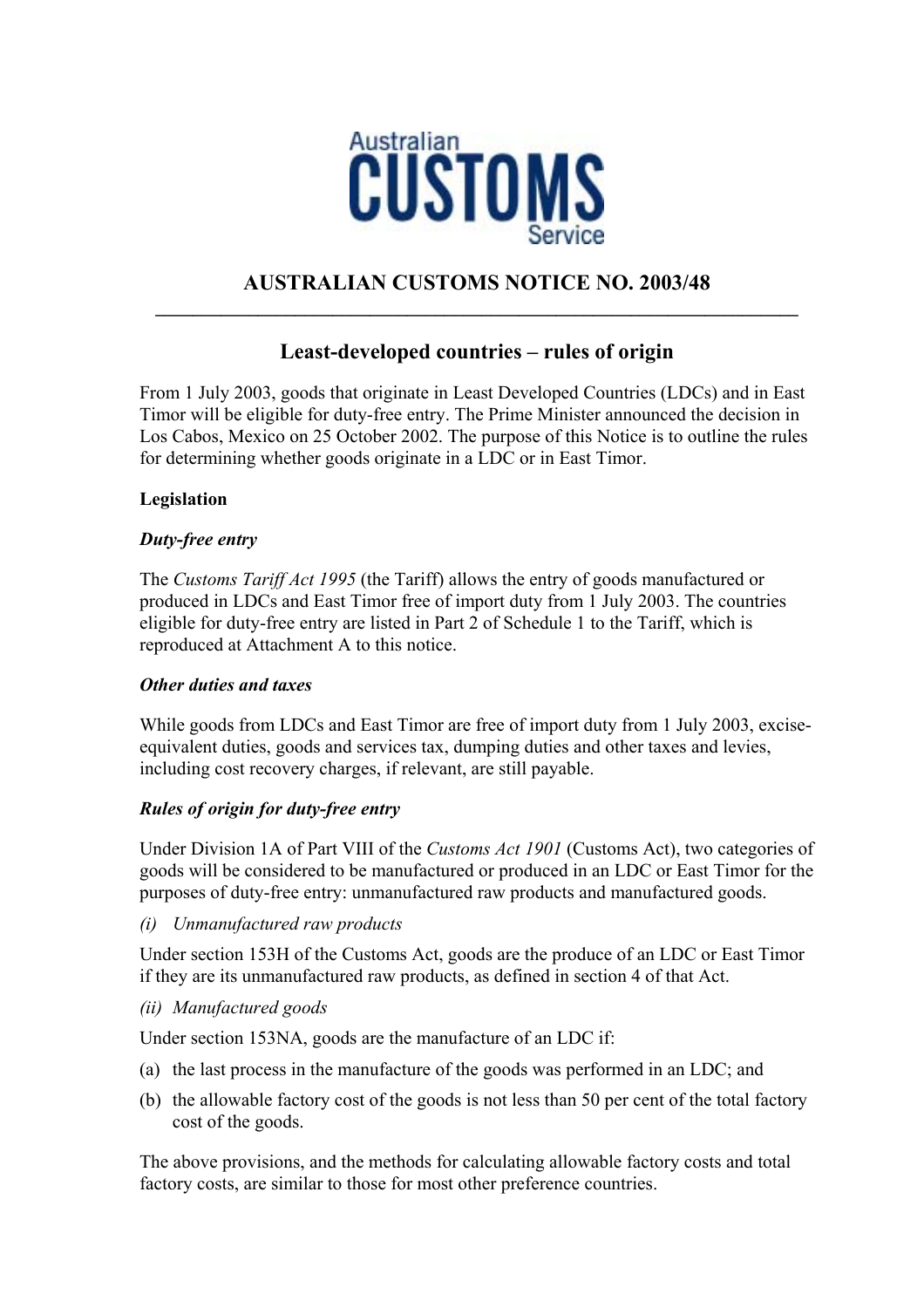Australian CUSTOMS Service

# AUSTRALIAN CUSTOMS NOTICE NO. 2003/48

## Least-developed countries – rules of origin

From 1 July 2003, goods that originate in Least Developed Countries (LDCs) and in East Timor will be eligible for duty-free entry. The Prime Minister announced the decision in Los Cabos, Mexico on 25 October 2002. The purpose of this Notice is to outline the rules for determining whether goods originate in a LDC or in East Timor.

### Legislation

#### *Duty-free entry*

The *Customs Tariff Act 1995* (the Tariff) allows the entry of goods manufactured or produced in LDCs and East Timor free of import duty from 1 July 2003. The countries eligible for duty-free entry are listed in Part 2 of Schedule 1 to the Tariff, which is reproduced at Attachment A to this notice.

#### *Other duties and taxes*

While goods from LDCs and East Timor are free of import duty from 1 July 2003, excise-equivalent duties, goods and services tax, dumping duties and other taxes and levies, including cost recovery charges, if relevant, are still payable.

#### *Rules of origin for duty-free entry*

Under Division 1A of Part VIII of the *Customs Act 1901* (Customs Act), two categories of goods will be considered to be manufactured or produced in an LDC or East Timor for the purposes of duty-free entry: unmanufactured raw products and manufactured goods.

*(i) Unmanufactured raw products*

Under section 153H of the Customs Act, goods are the produce of an LDC or East Timor if they are its unmanufactured raw products, as defined in section 4 of that Act.

*(ii) Manufactured goods*

Under section 153NA, goods are the manufacture of an LDC if:

(a) the last process in the manufacture of the goods was performed in an LDC; and

(b) the allowable factory cost of the goods is not less than 50 per cent of the total factory cost of the goods.

The above provisions, and the methods for calculating allowable factory costs and total factory costs, are similar to those for most other preference countries.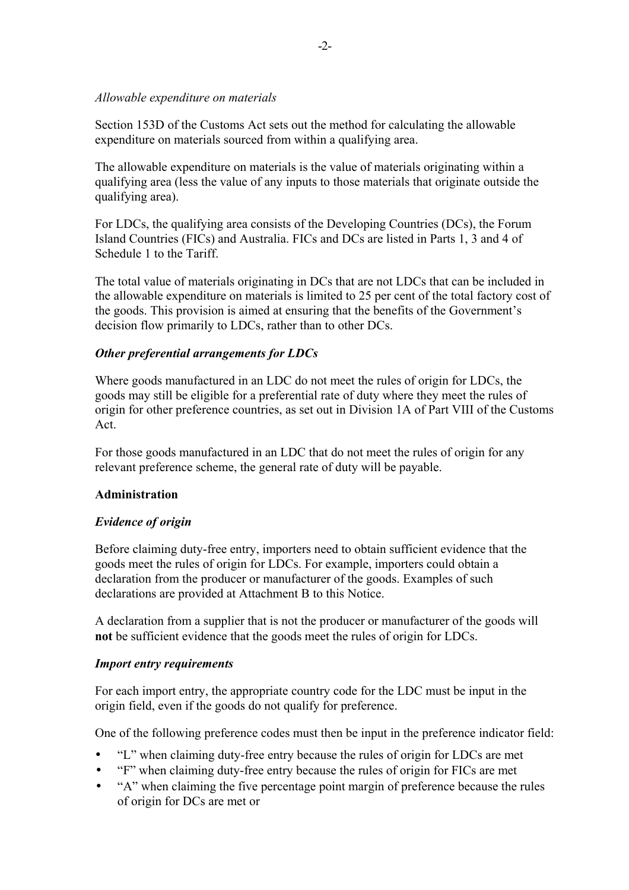*Allowable expenditure on materials*

Section 153D of the Customs Act sets out the method for calculating the allowable expenditure on materials sourced from within a qualifying area.

The allowable expenditure on materials is the value of materials originating within a qualifying area (less the value of any inputs to those materials that originate outside the qualifying area).

For LDCs, the qualifying area consists of the Developing Countries (DCs), the Forum Island Countries (FICs) and Australia. FICs and DCs are listed in Parts 1, 3 and 4 of Schedule 1 to the Tariff.

The total value of materials originating in DCs that are not LDCs that can be included in the allowable expenditure on materials is limited to 25 per cent of the total factory cost of the goods. This provision is aimed at ensuring that the benefits of the Government's decision flow primarily to LDCs, rather than to other DCs.

***Other preferential arrangements for LDCs***

Where goods manufactured in an LDC do not meet the rules of origin for LDCs, the goods may still be eligible for a preferential rate of duty where they meet the rules of origin for other preference countries, as set out in Division 1A of Part VIII of the Customs Act.

For those goods manufactured in an LDC that do not meet the rules of origin for any relevant preference scheme, the general rate of duty will be payable.

**Administration**

***Evidence of origin***

Before claiming duty-free entry, importers need to obtain sufficient evidence that the goods meet the rules of origin for LDCs. For example, importers could obtain a declaration from the producer or manufacturer of the goods. Examples of such declarations are provided at Attachment B to this Notice.

A declaration from a supplier that is not the producer or manufacturer of the goods will **not** be sufficient evidence that the goods meet the rules of origin for LDCs.

***Import entry requirements***

For each import entry, the appropriate country code for the LDC must be input in the origin field, even if the goods do not qualify for preference.

One of the following preference codes must then be input in the preference indicator field:

- "L" when claiming duty-free entry because the rules of origin for LDCs are met
- "F" when claiming duty-free entry because the rules of origin for FICs are met
- "A" when claiming the five percentage point margin of preference because the rules of origin for DCs are met or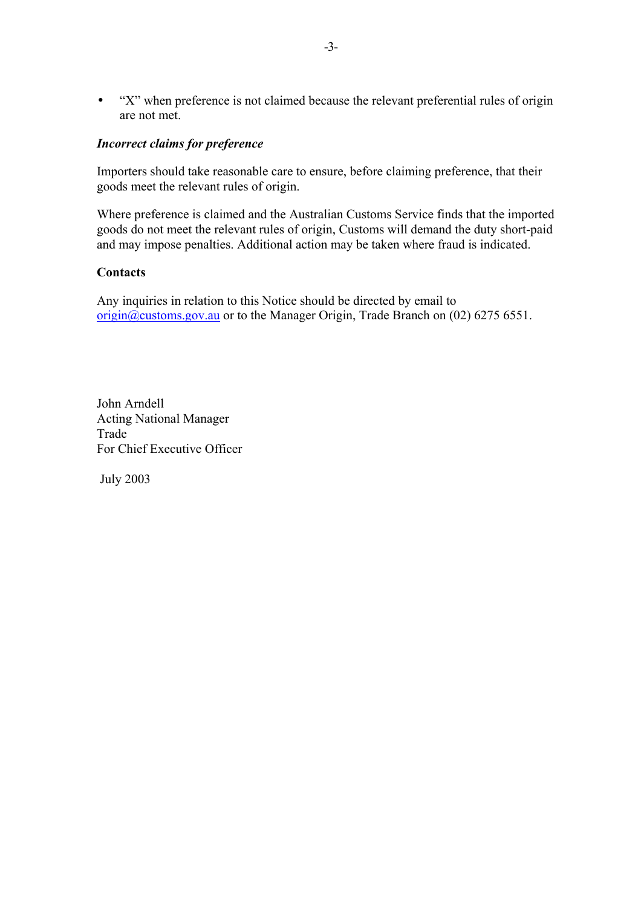- "X" when preference is not claimed because the relevant preferential rules of origin are not met.

***Incorrect claims for preference***

Importers should take reasonable care to ensure, before claiming preference, that their goods meet the relevant rules of origin.

Where preference is claimed and the Australian Customs Service finds that the imported goods do not meet the relevant rules of origin, Customs will demand the duty short-paid and may impose penalties. Additional action may be taken where fraud is indicated.

**Contacts**

Any inquiries in relation to this Notice should be directed by email to origin@customs.gov.au or to the Manager Origin, Trade Branch on (02) 6275 6551.

John Arndell
Acting National Manager
Trade
For Chief Executive Officer

July 2003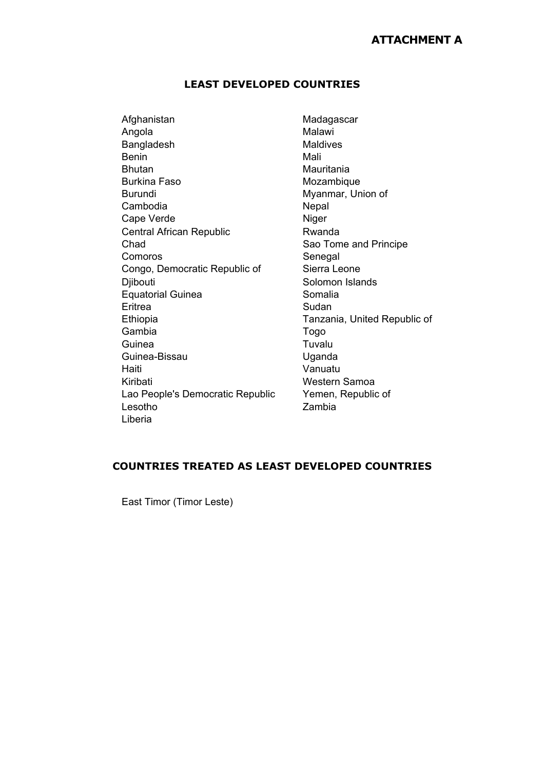# ATTACHMENT A

## LEAST DEVELOPED COUNTRIES

Afghanistan
Angola
Bangladesh
Benin
Bhutan
Burkina Faso
Burundi
Cambodia
Cape Verde
Central African Republic
Chad
Comoros
Congo, Democratic Republic of
Djibouti
Equatorial Guinea
Eritrea
Ethiopia
Gambia
Guinea
Guinea-Bissau
Haiti
Kiribati
Lao People's Democratic Republic
Lesotho
Liberia
Madagascar
Malawi
Maldives
Mali
Mauritania
Mozambique
Myanmar, Union of
Nepal
Niger
Rwanda
Sao Tome and Principe
Senegal
Sierra Leone
Solomon Islands
Somalia
Sudan
Tanzania, United Republic of
Togo
Tuvalu
Uganda
Vanuatu
Western Samoa
Yemen, Republic of
Zambia

## COUNTRIES TREATED AS LEAST DEVELOPED COUNTRIES

East Timor (Timor Leste)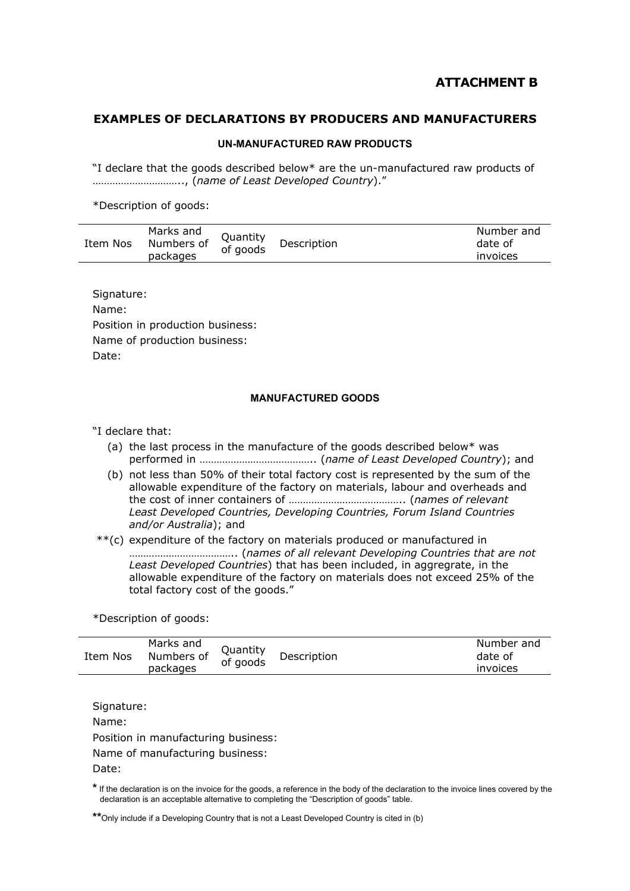# ATTACHMENT B

## EXAMPLES OF DECLARATIONS BY PRODUCERS AND MANUFACTURERS

### UN-MANUFACTURED RAW PRODUCTS

"I declare that the goods described below* are the un-manufactured raw products of ……………………….., (*name of Least Developed Country*)."

*Description of goods:

| Item Nos | Marks and Numbers of packages | Quantity of goods | Description | Number and date of invoices |
|---|---|---|---|---|

Signature:

Name:

Position in production business:

Name of production business:

Date:

### MANUFACTURED GOODS

"I declare that:

(a) the last process in the manufacture of the goods described below* was performed in ………………………………….. (*name of Least Developed Country*); and

(b) not less than 50% of their total factory cost is represented by the sum of the allowable expenditure of the factory on materials, labour and overheads and the cost of inner containers of ………………………………….. (*names of relevant Least Developed Countries, Developing Countries, Forum Island Countries and/or Australia*); and

**(c) expenditure of the factory on materials produced or manufactured in ……………………………….. (*names of all relevant Developing Countries that are not Least Developed Countries*) that has been included, in aggregrate, in the allowable expenditure of the factory on materials does not exceed 25% of the total factory cost of the goods."

*Description of goods:

| Item Nos | Marks and Numbers of packages | Quantity of goods | Description | Number and date of invoices |
|---|---|---|---|---|

Signature:

Name:

Position in manufacturing business:

Name of manufacturing business:

Date:

* If the declaration is on the invoice for the goods, a reference in the body of the declaration to the invoice lines covered by the declaration is an acceptable alternative to completing the "Description of goods" table.

**Only include if a Developing Country that is not a Least Developed Country is cited in (b)